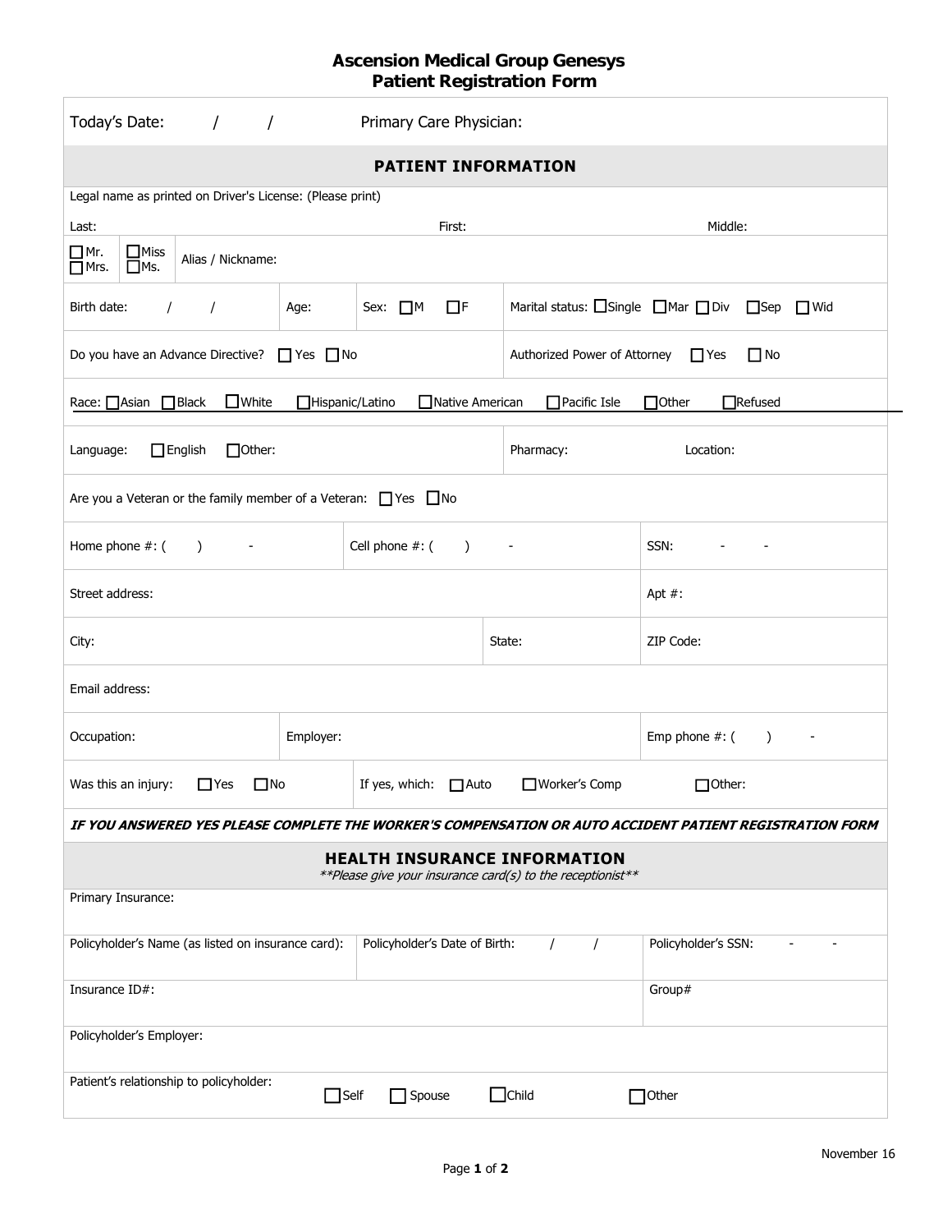# Ascension Medical Group Genesys
## Patient Registration Form

Today's Date: / / Primary Care Physician:

## PATIENT INFORMATION

Legal name as printed on Driver's License: (Please print)

Last: First: Middle:

☐ Mr. ☐ Miss ☐ Mrs. ☐ Ms. Alias / Nickname:

| Birth date: / / | Age: | Sex: ☐ M ☐ F | Marital status: ☐ Single ☐ Mar ☐ Div ☐ Sep ☐ Wid |
|---|---|---|---|

Do you have an Advance Directive? ☐ Yes ☐ No | Authorized Power of Attorney ☐ Yes ☐ No

Race: ☐ Asian ☐ Black ☐ White ☐ Hispanic/Latino ☐ Native American ☐ Pacific Isle ☐ Other ☐ Refused

Language: ☐ English ☐ Other: | Pharmacy: Location:

Are you a Veteran or the family member of a Veteran: ☐ Yes ☐ No

| Home phone #: ( ) - | Cell phone #: ( ) - | SSN: - - |
|---|---|---|

| Street address: | Apt #: |
|---|---|

| City: | State: | ZIP Code: |
|---|---|---|

Email address:

| Occupation: | Employer: | Emp phone #: ( ) - |
|---|---|---|

Was this an injury: ☐ Yes ☐ No | If yes, which: ☐ Auto ☐ Worker's Comp ☐ Other:

***IF YOU ANSWERED YES PLEASE COMPLETE THE WORKER'S COMPENSATION OR AUTO ACCIDENT PATIENT REGISTRATION FORM***

## HEALTH INSURANCE INFORMATION

*\*\*Please give your insurance card(s) to the receptionist\*\**

Primary Insurance:

| Policyholder's Name (as listed on insurance card): | Policyholder's Date of Birth: / / | Policyholder's SSN: - - |
|---|---|---|

| Insurance ID#: | Group# |
|---|---|

Policyholder's Employer:

Patient's relationship to policyholder: ☐ Self ☐ Spouse ☐ Child ☐ Other

November 16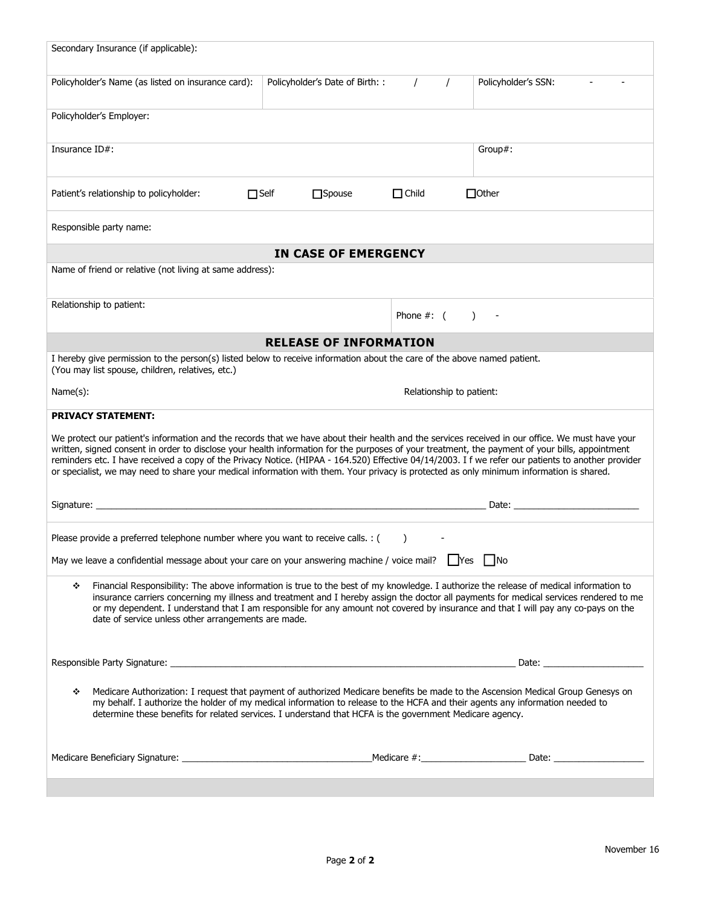Secondary Insurance (if applicable):

| Policyholder's Name (as listed on insurance card): | Policyholder's Date of Birth: : / / | Policyholder's SSN: - - |
|---|---|---|

Policyholder's Employer:

| Insurance ID#: | Group#: |
|---|---|

Patient's relationship to policyholder: ☐ Self ☐ Spouse ☐ Child ☐ Other

Responsible party name:

## IN CASE OF EMERGENCY

Name of friend or relative (not living at same address):

| Relationship to patient: | Phone #: ( ) - |
|---|---|

## RELEASE OF INFORMATION

I hereby give permission to the person(s) listed below to receive information about the care of the above named patient.
(You may list spouse, children, relatives, etc.)

Name(s): Relationship to patient:

**PRIVACY STATEMENT:**

We protect our patient's information and the records that we have about their health and the services received in our office. We must have your written, signed consent in order to disclose your health information for the purposes of your treatment, the payment of your bills, appointment reminders etc. I have received a copy of the Privacy Notice. (HIPAA - 164.520) Effective 04/14/2003. I f we refer our patients to another provider or specialist, we may need to share your medical information with them. Your privacy is protected as only minimum information is shared.

Signature: ______________________________ Date: ______________

Please provide a preferred telephone number where you want to receive calls. : ( ) -

May we leave a confidential message about your care on your answering machine / voice mail? ☐ Yes ☐ No

- Financial Responsibility: The above information is true to the best of my knowledge. I authorize the release of medical information to insurance carriers concerning my illness and treatment and I hereby assign the doctor all payments for medical services rendered to me or my dependent. I understand that I am responsible for any amount not covered by insurance and that I will pay any co-pays on the date of service unless other arrangements are made.

Responsible Party Signature: ______________________________ Date: ______________

- Medicare Authorization: I request that payment of authorized Medicare benefits be made to the Ascension Medical Group Genesys on my behalf. I authorize the holder of my medical information to release to the HCFA and their agents any information needed to determine these benefits for related services. I understand that HCFA is the government Medicare agency.

Medicare Beneficiary Signature: ______________________________ Medicare #: ______________ Date: ______________

November 16